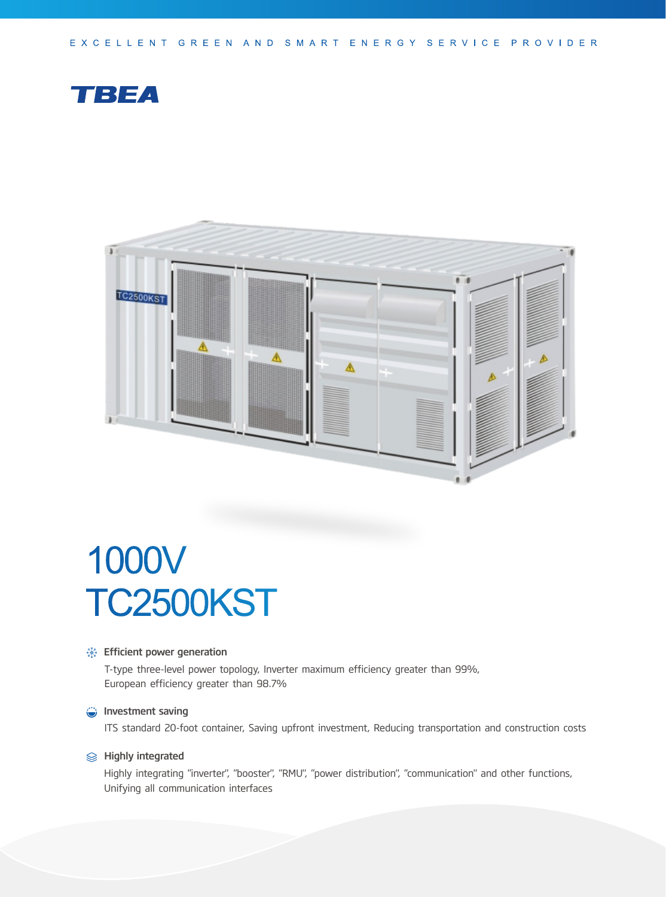EXCELLENT GREEN AND SMART ENERGY SERVICE PROVIDER

TBEA

# 1000V
# TC2500KST

### Efficient power generation

T-type three-level power topology, Inverter maximum efficiency greater than 99%,
European efficiency greater than 98.7%

### Investment saving

ITS standard 20-foot container, Saving upfront investment, Reducing transportation and construction costs

### Highly integrated

Highly integrating "inverter", "booster", "RMU", "power distribution", "communication" and other functions,
Unifying all communication interfaces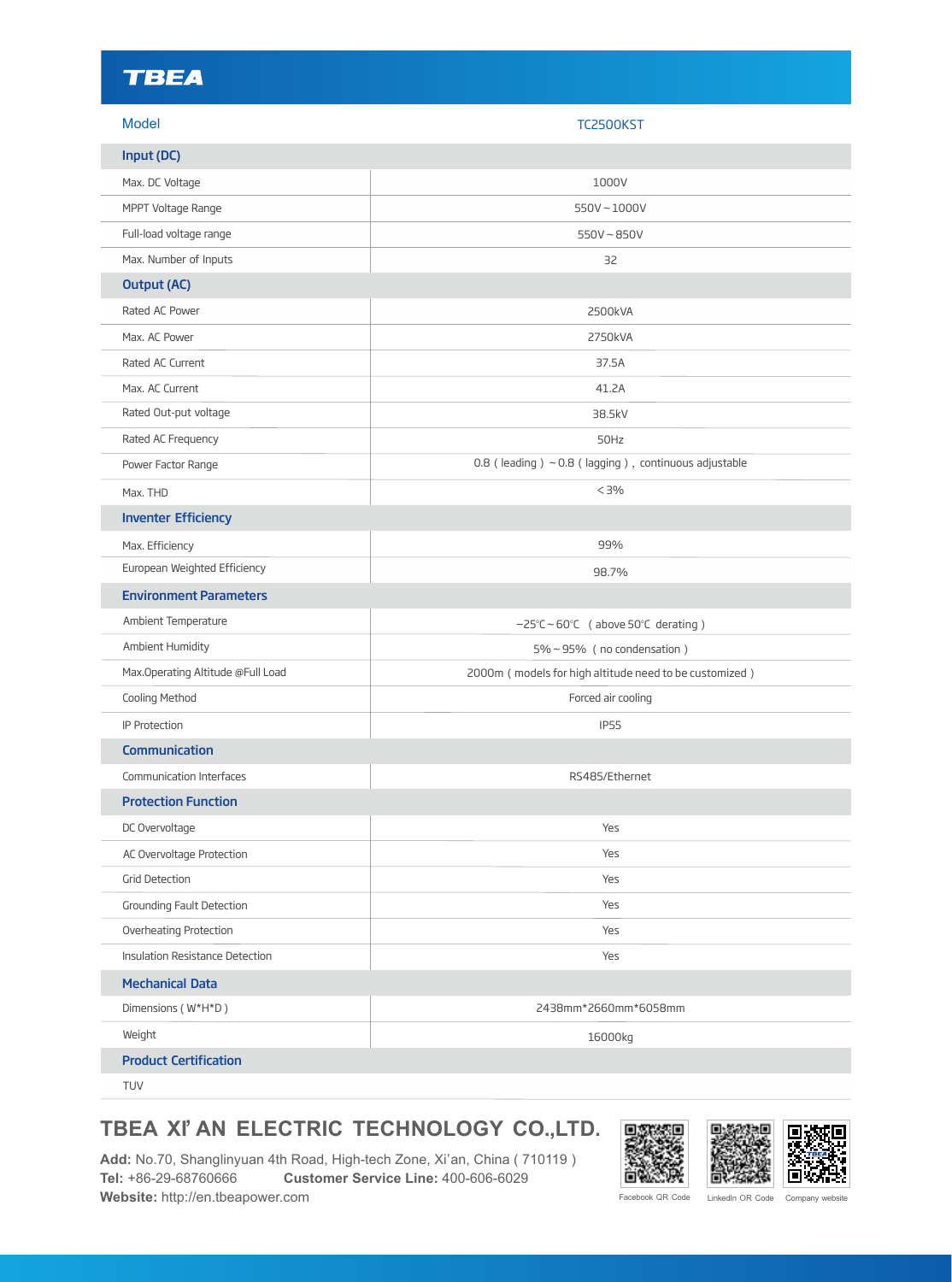# TBEA

| Model | TC2500KST |
|---|---|
| **Input (DC)** | |
| Max. DC Voltage | 1000V |
| MPPT Voltage Range | 550V～1000V |
| Full-load voltage range | 550V～850V |
| Max. Number of Inputs | 32 |
| **Output (AC)** | |
| Rated AC Power | 2500kVA |
| Max. AC Power | 2750kVA |
| Rated AC Current | 37.5A |
| Max. AC Current | 41.2A |
| Rated Out-put voltage | 38.5kV |
| Rated AC Frequency | 50Hz |
| Power Factor Range | 0.8（leading）～0.8（lagging）, continuous adjustable |
| Max. THD | ＜3% |
| **Inventer Efficiency** | |
| Max. Efficiency | 99% |
| European Weighted Efficiency | 98.7% |
| **Environment Parameters** | |
| Ambient Temperature | -25℃～60℃ （above 50℃ derating） |
| Ambient Humidity | 5%～95% （no condensation） |
| Max.Operating Altitude @Full Load | 2000m（models for high altitude need to be customized） |
| Cooling Method | Forced air cooling |
| IP Protection | IP55 |
| **Communication** | |
| Communication Interfaces | RS485/Ethernet |
| **Protection Function** | |
| DC Overvoltage | Yes |
| AC Overvoltage Protection | Yes |
| Grid Detection | Yes |
| Grounding Fault Detection | Yes |
| Overheating Protection | Yes |
| Insulation Resistance Detection | Yes |
| **Mechanical Data** | |
| Dimensions（W*H*D） | 2438mm*2660mm*6058mm |
| Weight | 16000kg |
| **Product Certification** | |
| TUV | |

## TBEA XI' AN ELECTRIC TECHNOLOGY CO.,LTD.

**Add:** No.70, Shanglinyuan 4th Road, High-tech Zone, Xi'an, China ( 710119 )
**Tel:** +86-29-68760666 **Customer Service Line:** 400-606-6029
**Website:** http://en.tbeapower.com

Facebook QR Code LinkedIn QR Code Company website